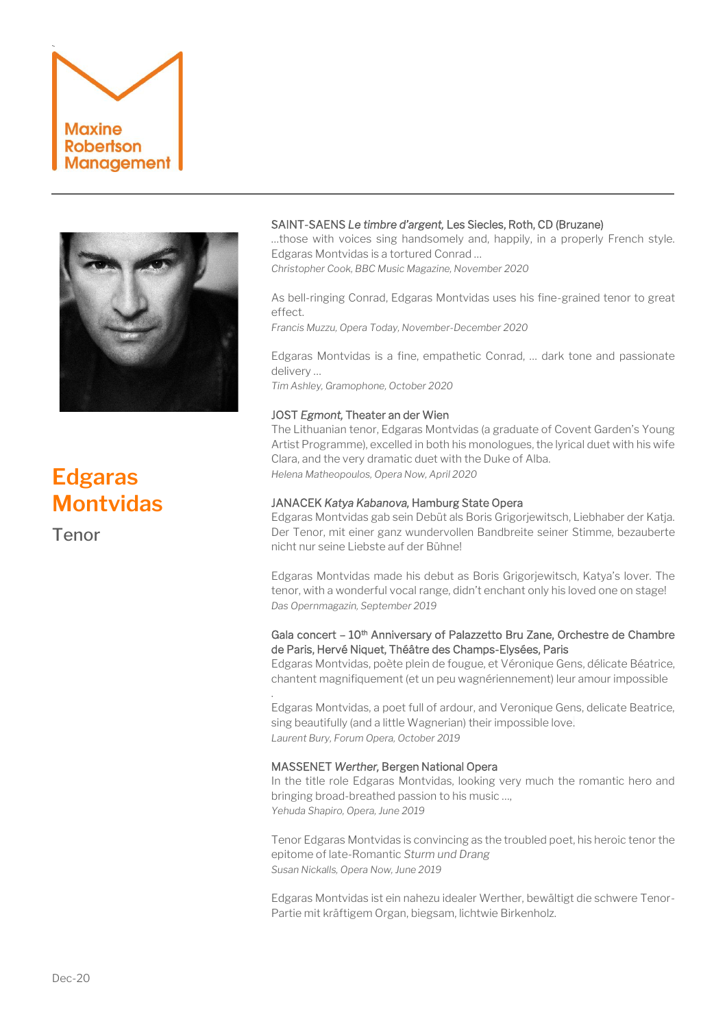Maxine Robertson Management

# Edgaras Montvidas

Tenor

SAINT-SAENS *Le timbre d'argent,* Les Siecles, Roth, CD (Bruzane)

...those with voices sing handsomely and, happily, in a properly French style. Edgaras Montvidas is a tortured Conrad ...

*Christopher Cook, BBC Music Magazine, November 2020*

As bell-ringing Conrad, Edgaras Montvidas uses his fine-grained tenor to great effect.

*Francis Muzzu, Opera Today, November-December 2020*

Edgaras Montvidas is a fine, empathetic Conrad, ... dark tone and passionate delivery ...

*Tim Ashley, Gramophone, October 2020*

JOST *Egmont,* Theater an der Wien

The Lithuanian tenor, Edgaras Montvidas (a graduate of Covent Garden's Young Artist Programme), excelled in both his monologues, the lyrical duet with his wife Clara, and the very dramatic duet with the Duke of Alba.

*Helena Matheopoulos, Opera Now, April 2020*

JANACEK *Katya Kabanova,* Hamburg State Opera

Edgaras Montvidas gab sein Debüt als Boris Grigorjewitsch, Liebhaber der Katja. Der Tenor, mit einer ganz wundervollen Bandbreite seiner Stimme, bezauberte nicht nur seine Liebste auf der Bühne!

Edgaras Montvidas made his debut as Boris Grigorjewitsch, Katya's lover. The tenor, with a wonderful vocal range, didn't enchant only his loved one on stage!

*Das Opernmagazin, September 2019*

Gala concert – 10th Anniversary of Palazzetto Bru Zane, Orchestre de Chambre de Paris, Hervé Niquet, Théâtre des Champs-Elysées, Paris

Edgaras Montvidas, poète plein de fougue, et Véronique Gens, délicate Béatrice, chantent magnifiquement (et un peu wagnériennement) leur amour impossible

Edgaras Montvidas, a poet full of ardour, and Veronique Gens, delicate Beatrice, sing beautifully (and a little Wagnerian) their impossible love.

*Laurent Bury, Forum Opera, October 2019*

MASSENET *Werther,* Bergen National Opera

In the title role Edgaras Montvidas, looking very much the romantic hero and bringing broad-breathed passion to his music ...,

*Yehuda Shapiro, Opera, June 2019*

Tenor Edgaras Montvidas is convincing as the troubled poet, his heroic tenor the epitome of late-Romantic *Sturm und Drang*

*Susan Nickalls, Opera Now, June 2019*

Edgaras Montvidas ist ein nahezu idealer Werther, bewältigt die schwere Tenor-Partie mit kräftigem Organ, biegsam, lichtwie Birkenholz.

Dec-20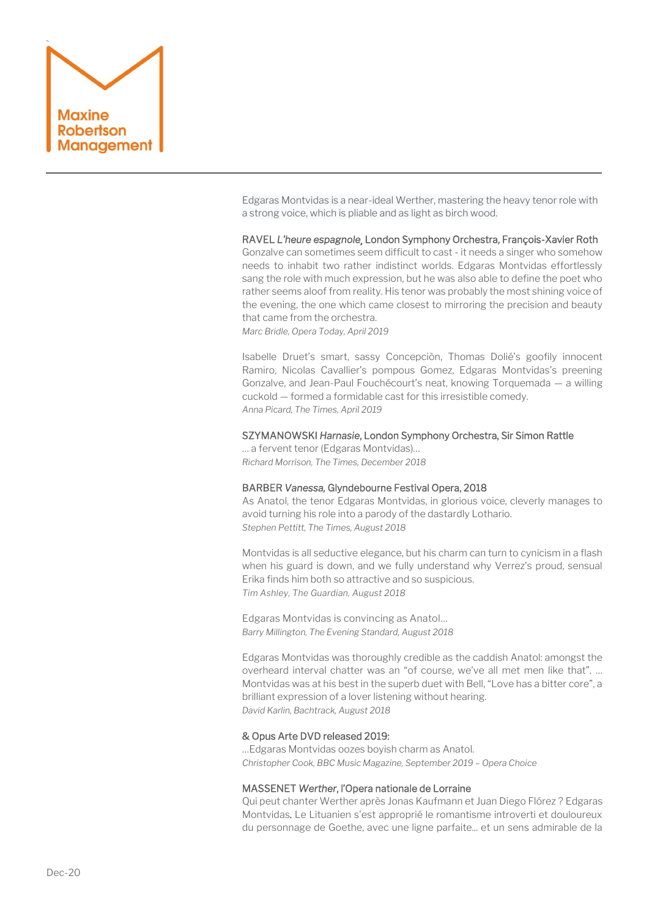Edgaras Montvidas is a near-ideal Werther, mastering the heavy tenor role with a strong voice, which is pliable and as light as birch wood.

RAVEL *L'heure espagnole*, London Symphony Orchestra, François-Xavier Roth

Gonzalve can sometimes seem difficult to cast - it needs a singer who somehow needs to inhabit two rather indistinct worlds. Edgaras Montvidas effortlessly sang the role with much expression, but he was also able to define the poet who rather seems aloof from reality. His tenor was probably the most shining voice of the evening, the one which came closest to mirroring the precision and beauty that came from the orchestra.

*Marc Bridle, Opera Today, April 2019*

Isabelle Druet's smart, sassy Concepciòn, Thomas Dolié's goofily innocent Ramiro, Nicolas Cavallier's pompous Gomez, Edgaras Montvidas's preening Gonzalve, and Jean-Paul Fouchécourt's neat, knowing Torquemada — a willing cuckold — formed a formidable cast for this irresistible comedy.

*Anna Picard, The Times, April 2019*

SZYMANOWSKI *Harnasie*, London Symphony Orchestra, Sir Simon Rattle

… a fervent tenor (Edgaras Montvidas)…

*Richard Morrison, The Times, December 2018*

BARBER *Vanessa*, Glyndebourne Festival Opera, 2018

As Anatol, the tenor Edgaras Montvidas, in glorious voice, cleverly manages to avoid turning his role into a parody of the dastardly Lothario.

*Stephen Pettitt, The Times, August 2018*

Montvidas is all seductive elegance, but his charm can turn to cynicism in a flash when his guard is down, and we fully understand why Verrez's proud, sensual Erika finds him both so attractive and so suspicious.

*Tim Ashley, The Guardian, August 2018*

Edgaras Montvidas is convincing as Anatol…

*Barry Millington, The Evening Standard, August 2018*

Edgaras Montvidas was thoroughly credible as the caddish Anatol: amongst the overheard interval chatter was an "of course, we've all met men like that". … Montvidas was at his best in the superb duet with Bell, "Love has a bitter core", a brilliant expression of a lover listening without hearing.

*David Karlin, Bachtrack, August 2018*

& Opus Arte DVD released 2019:

…Edgaras Montvidas oozes boyish charm as Anatol.

*Christopher Cook, BBC Music Magazine, September 2019 – Opera Choice*

MASSENET *Werther*, l'Opera nationale de Lorraine

Qui peut chanter Werther après Jonas Kaufmann et Juan Diego Flórez ? Edgaras Montvidas. Le Lituanien s'est approprié le romantisme introverti et douloureux du personnage de Goethe, avec une ligne parfaite… et un sens admirable de la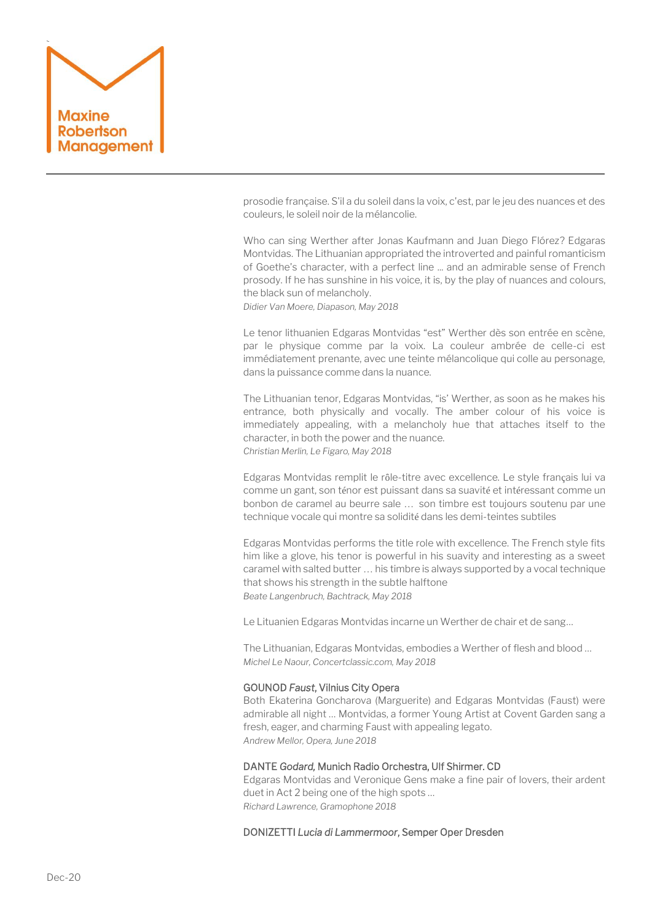prosodie française. S'il a du soleil dans la voix, c'est, par le jeu des nuances et des couleurs, le soleil noir de la mélancolie.

Who can sing Werther after Jonas Kaufmann and Juan Diego Flórez? Edgaras Montvidas. The Lithuanian appropriated the introverted and painful romanticism of Goethe's character, with a perfect line … and an admirable sense of French prosody. If he has sunshine in his voice, it is, by the play of nuances and colours, the black sun of melancholy.
*Didier Van Moere, Diapason, May 2018*

Le tenor lithuanien Edgaras Montvidas "est" Werther dès son entrée en scène, par le physique comme par la voix. La couleur ambrée de celle-ci est immédiatement prenante, avec une teinte mélancolique qui colle au personage, dans la puissance comme dans la nuance.

The Lithuanian tenor, Edgaras Montvidas, "is' Werther, as soon as he makes his entrance, both physically and vocally. The amber colour of his voice is immediately appealing, with a melancholy hue that attaches itself to the character, in both the power and the nuance.
*Christian Merlin, Le Figaro, May 2018*

Edgaras Montvidas remplit le rôle-titre avec excellence. Le style français lui va comme un gant, son ténor est puissant dans sa suavité et intéressant comme un bonbon de caramel au beurre sale … son timbre est toujours soutenu par une technique vocale qui montre sa solidité dans les demi-teintes subtiles

Edgaras Montvidas performs the title role with excellence. The French style fits him like a glove, his tenor is powerful in his suavity and interesting as a sweet caramel with salted butter … his timbre is always supported by a vocal technique that shows his strength in the subtle halftone
*Beate Langenbruch, Bachtrack, May 2018*

Le Lituanien Edgaras Montvidas incarne un Werther de chair et de sang…

The Lithuanian, Edgaras Montvidas, embodies a Werther of flesh and blood …
*Michel Le Naour, Concertclassic.com, May 2018*

GOUNOD *Faust*, Vilnius City Opera
Both Ekaterina Goncharova (Marguerite) and Edgaras Montvidas (Faust) were admirable all night … Montvidas, a former Young Artist at Covent Garden sang a fresh, eager, and charming Faust with appealing legato.
*Andrew Mellor, Opera, June 2018*

DANTE *Godard,* Munich Radio Orchestra, Ulf Shirmer. CD
Edgaras Montvidas and Veronique Gens make a fine pair of lovers, their ardent duet in Act 2 being one of the high spots …
*Richard Lawrence, Gramophone 2018*

DONIZETTI *Lucia di Lammermoor*, Semper Oper Dresden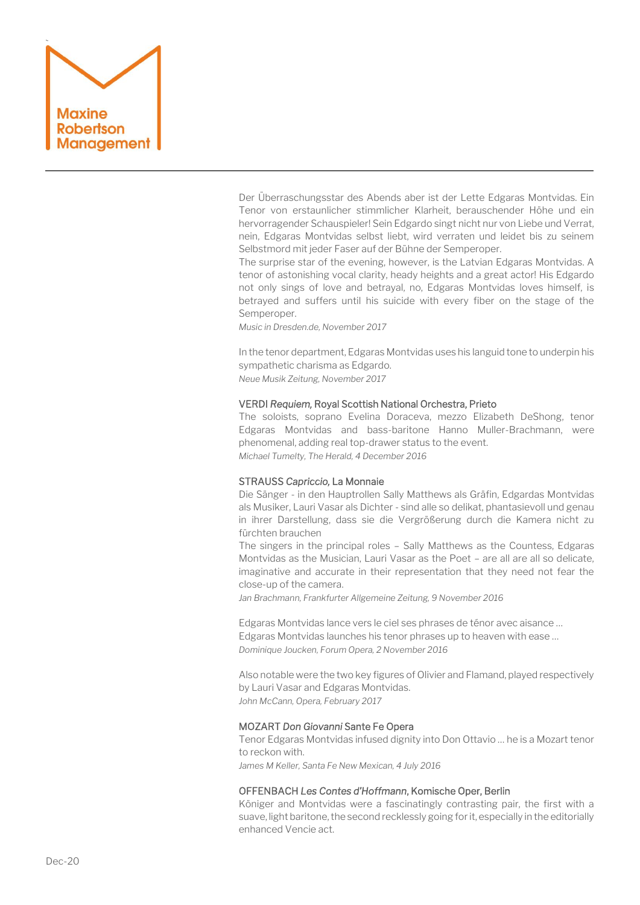Der Überraschungsstar des Abends aber ist der Lette Edgaras Montvidas. Ein Tenor von erstaunlicher stimmlicher Klarheit, berauschender Höhe und ein hervorragender Schauspieler! Sein Edgardo singt nicht nur von Liebe und Verrat, nein, Edgaras Montvidas selbst liebt, wird verraten und leidet bis zu seinem Selbstmord mit jeder Faser auf der Bühne der Semperoper.
The surprise star of the evening, however, is the Latvian Edgaras Montvidas. A tenor of astonishing vocal clarity, heady heights and a great actor! His Edgardo not only sings of love and betrayal, no, Edgaras Montvidas loves himself, is betrayed and suffers until his suicide with every fiber on the stage of the Semperoper.
*Music in Dresden.de, November 2017*

In the tenor department, Edgaras Montvidas uses his languid tone to underpin his sympathetic charisma as Edgardo.
*Neue Musik Zeitung, November 2017*

VERDI *Requiem*, Royal Scottish National Orchestra, Prieto
The soloists, soprano Evelina Doraceva, mezzo Elizabeth DeShong, tenor Edgaras Montvidas and bass-baritone Hanno Muller-Brachmann, were phenomenal, adding real top-drawer status to the event.
*Michael Tumelty, The Herald, 4 December 2016*

STRAUSS *Capriccio*, La Monnaie
Die Sänger - in den Hauptrollen Sally Matthews als Gräfin, Edgardas Montvidas als Musiker, Lauri Vasar als Dichter - sind alle so delikat, phantasievoll und genau in ihrer Darstellung, dass sie die Vergrößerung durch die Kamera nicht zu fürchten brauchen
The singers in the principal roles – Sally Matthews as the Countess, Edgaras Montvidas as the Musician, Lauri Vasar as the Poet – are all are all so delicate, imaginative and accurate in their representation that they need not fear the close-up of the camera.
*Jan Brachmann, Frankfurter Allgemeine Zeitung, 9 November 2016*

Edgaras Montvidas lance vers le ciel ses phrases de ténor avec aisance ...
Edgaras Montvidas launches his tenor phrases up to heaven with ease ...
*Dominique Joucken, Forum Opera, 2 November 2016*

Also notable were the two key figures of Olivier and Flamand, played respectively by Lauri Vasar and Edgaras Montvidas.
*John McCann, Opera, February 2017*

MOZART *Don Giovanni* Sante Fe Opera
Tenor Edgaras Montvidas infused dignity into Don Ottavio ... he is a Mozart tenor to reckon with.
*James M Keller, Santa Fe New Mexican, 4 July 2016*

OFFENBACH *Les Contes d'Hoffmann*, Komische Oper, Berlin
Königer and Montvidas were a fascinatingly contrasting pair, the first with a suave, light baritone, the second recklessly going for it, especially in the editorially enhanced Vencie act.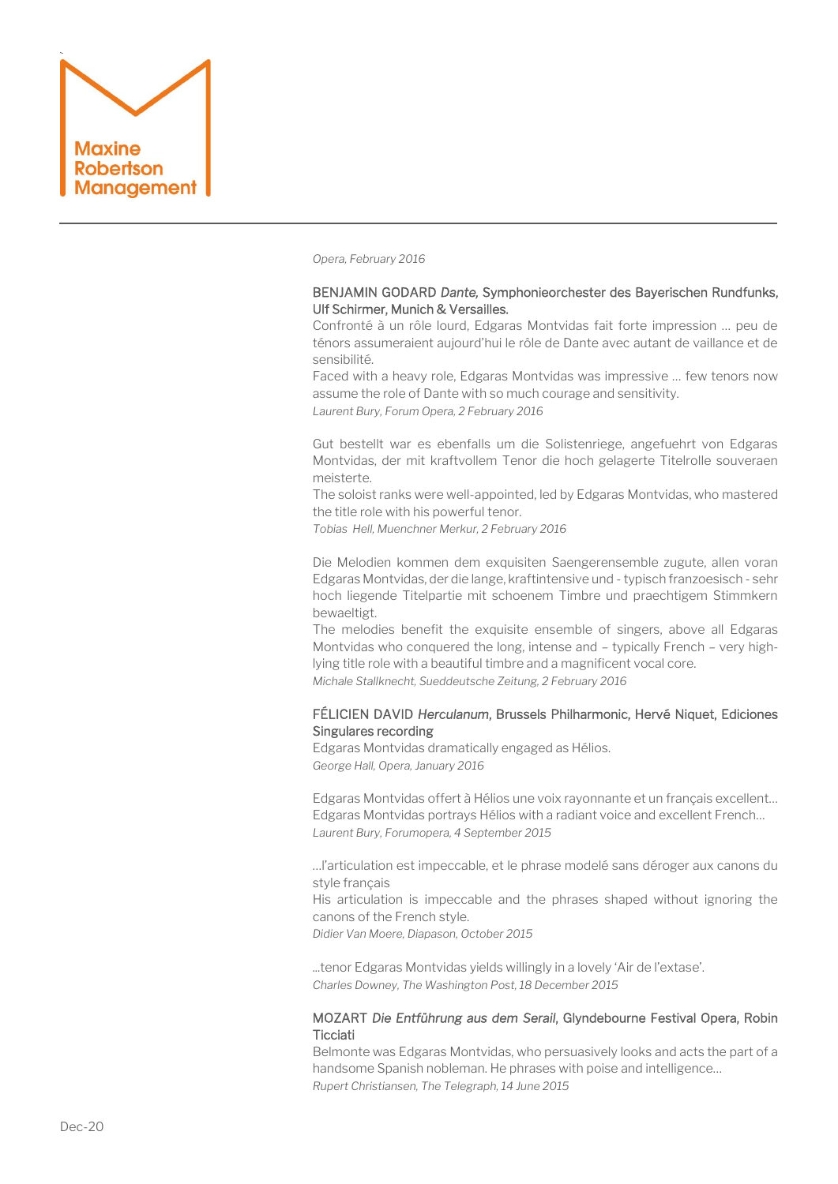*Opera, February 2016*

BENJAMIN GODARD *Dante,* Symphonieorchester des Bayerischen Rundfunks, Ulf Schirmer, Munich & Versailles.

Confronté à un rôle lourd, Edgaras Montvidas fait forte impression … peu de ténors assumeraient aujourd'hui le rôle de Dante avec autant de vaillance et de sensibilité.
Faced with a heavy role, Edgaras Montvidas was impressive … few tenors now assume the role of Dante with so much courage and sensitivity.
*Laurent Bury, Forum Opera, 2 February 2016*

Gut bestellt war es ebenfalls um die Solistenriege, angefuehrt von Edgaras Montvidas, der mit kraftvollem Tenor die hoch gelagerte Titelrolle souveraen meisterte.
The soloist ranks were well-appointed, led by Edgaras Montvidas, who mastered the title role with his powerful tenor.
*Tobias Hell, Muenchner Merkur, 2 February 2016*

Die Melodien kommen dem exquisiten Saengerensemble zugute, allen voran Edgaras Montvidas, der die lange, kraftintensive und - typisch franzoesisch - sehr hoch liegende Titelpartie mit schoenem Timbre und praechtigem Stimmkern bewaeltigt.
The melodies benefit the exquisite ensemble of singers, above all Edgaras Montvidas who conquered the long, intense and – typically French – very high-lying title role with a beautiful timbre and a magnificent vocal core.
*Michale Stallknecht, Sueddeutsche Zeitung, 2 February 2016*

FÉLICIEN DAVID *Herculanum,* Brussels Philharmonic, Hervé Niquet, Ediciones Singulares recording

Edgaras Montvidas dramatically engaged as Hélios.
*George Hall, Opera, January 2016*

Edgaras Montvidas offert à Hélios une voix rayonnante et un français excellent…
Edgaras Montvidas portrays Hélios with a radiant voice and excellent French…
*Laurent Bury, Forumopera, 4 September 2015*

…l'articulation est impeccable, et le phrase modelé sans déroger aux canons du style français
His articulation is impeccable and the phrases shaped without ignoring the canons of the French style.
*Didier Van Moere, Diapason, October 2015*

…tenor Edgaras Montvidas yields willingly in a lovely 'Air de l'extase'.
*Charles Downey, The Washington Post, 18 December 2015*

MOZART *Die Entführung aus dem Serail,* Glyndebourne Festival Opera, Robin Ticciati

Belmonte was Edgaras Montvidas, who persuasively looks and acts the part of a handsome Spanish nobleman. He phrases with poise and intelligence…
*Rupert Christiansen, The Telegraph, 14 June 2015*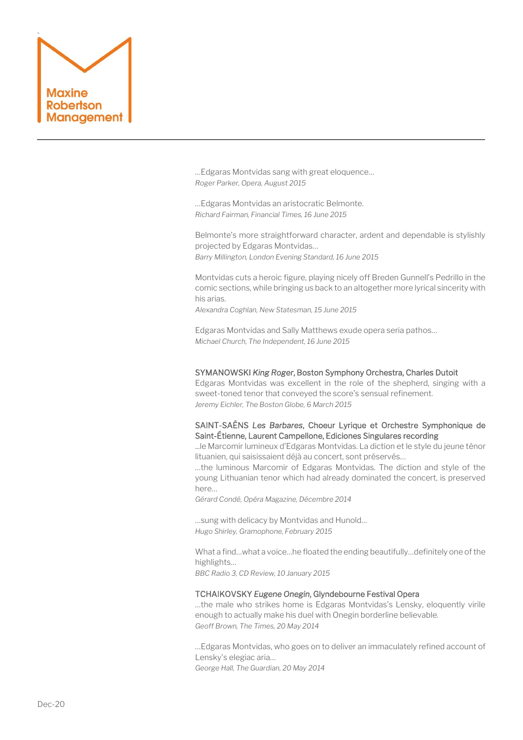…Edgaras Montvidas sang with great eloquence…
*Roger Parker, Opera, August 2015*

…Edgaras Montvidas an aristocratic Belmonte.
*Richard Fairman, Financial Times, 16 June 2015*

Belmonte's more straightforward character, ardent and dependable is stylishly projected by Edgaras Montvidas…
*Barry Millington, London Evening Standard, 16 June 2015*

Montvidas cuts a heroic figure, playing nicely off Breden Gunnell's Pedrillo in the comic sections, while bringing us back to an altogether more lyrical sincerity with his arias.
*Alexandra Coghlan, New Statesman, 15 June 2015*

Edgaras Montvidas and Sally Matthews exude opera seria pathos…
*Michael Church, The Independent, 16 June 2015*

SYMANOWSKI *King Roger*, Boston Symphony Orchestra, Charles Dutoit
Edgaras Montvidas was excellent in the role of the shepherd, singing with a sweet-toned tenor that conveyed the score's sensual refinement.
*Jeremy Eichler, The Boston Globe, 6 March 2015*

SAINT-SAËNS *Les Barbares*, Choeur Lyrique et Orchestre Symphonique de Saint-Étienne, Laurent Campellone, Ediciones Singulares recording
…le Marcomir lumineux d'Edgaras Montvidas. La diction et le style du jeune ténor lituanien, qui saisissaient déjà au concert, sont préservés…
…the luminous Marcomir of Edgaras Montvidas. The diction and style of the young Lithuanian tenor which had already dominated the concert, is preserved here…
*Gérard Condé, Opéra Magazine, Décembre 2014*

…sung with delicacy by Montvidas and Hunold…
*Hugo Shirley, Gramophone, February 2015*

What a find…what a voice…he floated the ending beautifully…definitely one of the highlights…
*BBC Radio 3, CD Review, 10 January 2015*

TCHAIKOVSKY *Eugene Onegin*, Glyndebourne Festival Opera
…the male who strikes home is Edgaras Montvidas's Lensky, eloquently virile enough to actually make his duel with Onegin borderline believable.
*Geoff Brown, The Times, 20 May 2014*

…Edgaras Montvidas, who goes on to deliver an immaculately refined account of Lensky's elegiac aria…
*George Hall, The Guardian, 20 May 2014*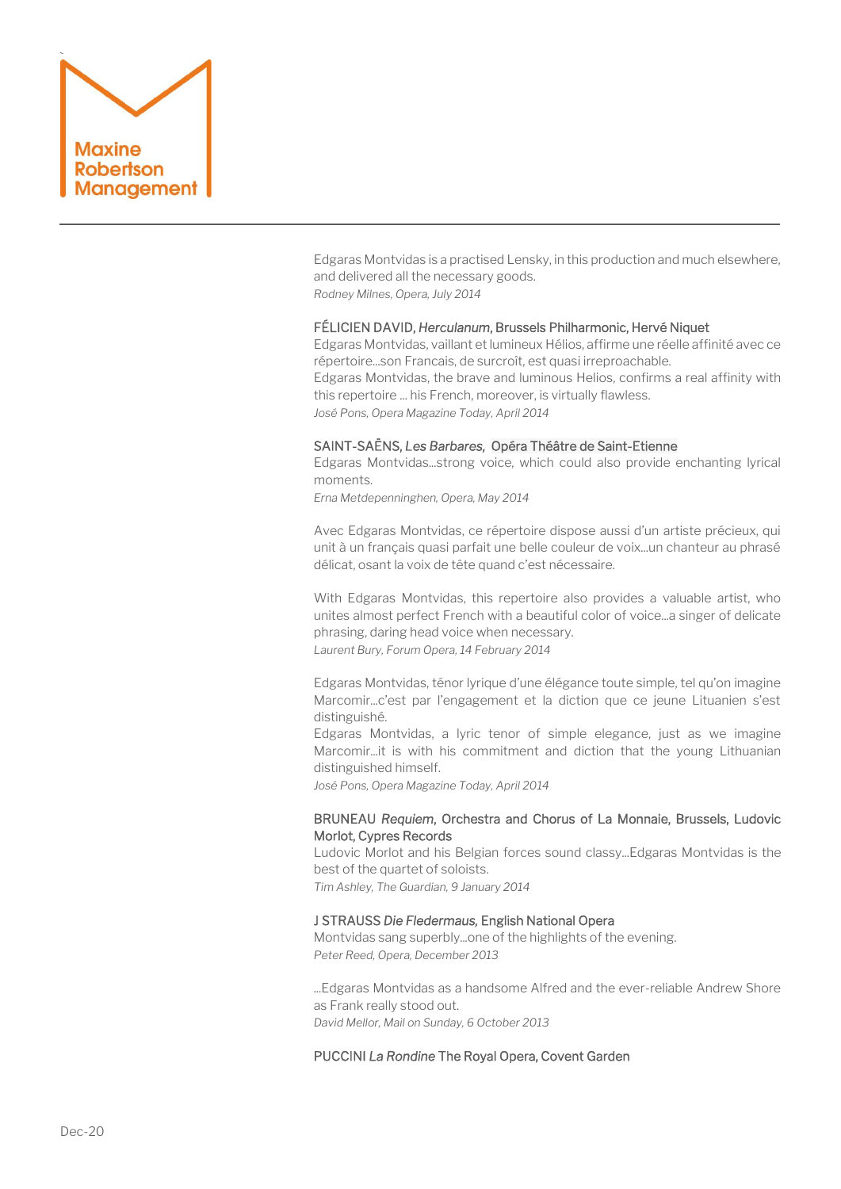Edgaras Montvidas is a practised Lensky, in this production and much elsewhere, and delivered all the necessary goods.
*Rodney Milnes, Opera, July 2014*

FÉLICIEN DAVID, *Herculanum*, Brussels Philharmonic, Hervé Niquet
Edgaras Montvidas, vaillant et lumineux Hélios, affirme une réelle affinité avec ce répertoire…son Francais, de surcroît, est quasi irreproachable.
Edgaras Montvidas, the brave and luminous Helios, confirms a real affinity with this repertoire … his French, moreover, is virtually flawless.
*José Pons, Opera Magazine Today, April 2014*

SAINT-SAËNS, *Les Barbares*, Opéra Théâtre de Saint-Etienne
Edgaras Montvidas…strong voice, which could also provide enchanting lyrical moments.
*Erna Metdepenninghen, Opera, May 2014*

Avec Edgaras Montvidas, ce répertoire dispose aussi d'un artiste précieux, qui unit à un français quasi parfait une belle couleur de voix…un chanteur au phrasé délicat, osant la voix de tête quand c'est nécessaire.

With Edgaras Montvidas, this repertoire also provides a valuable artist, who unites almost perfect French with a beautiful color of voice…a singer of delicate phrasing, daring head voice when necessary.
*Laurent Bury, Forum Opera, 14 February 2014*

Edgaras Montvidas, ténor lyrique d'une élégance toute simple, tel qu'on imagine Marcomir…c'est par l'engagement et la diction que ce jeune Lituanien s'est distinguishé.
Edgaras Montvidas, a lyric tenor of simple elegance, just as we imagine Marcomir…it is with his commitment and diction that the young Lithuanian distinguished himself.
*José Pons, Opera Magazine Today, April 2014*

BRUNEAU *Requiem*, Orchestra and Chorus of La Monnaie, Brussels, Ludovic Morlot, Cypres Records
Ludovic Morlot and his Belgian forces sound classy…Edgaras Montvidas is the best of the quartet of soloists.
*Tim Ashley, The Guardian, 9 January 2014*

J STRAUSS *Die Fledermaus*, English National Opera
Montvidas sang superbly…one of the highlights of the evening.
*Peter Reed, Opera, December 2013*

…Edgaras Montvidas as a handsome Alfred and the ever-reliable Andrew Shore as Frank really stood out.
*David Mellor, Mail on Sunday, 6 October 2013*

PUCCINI *La Rondine* The Royal Opera, Covent Garden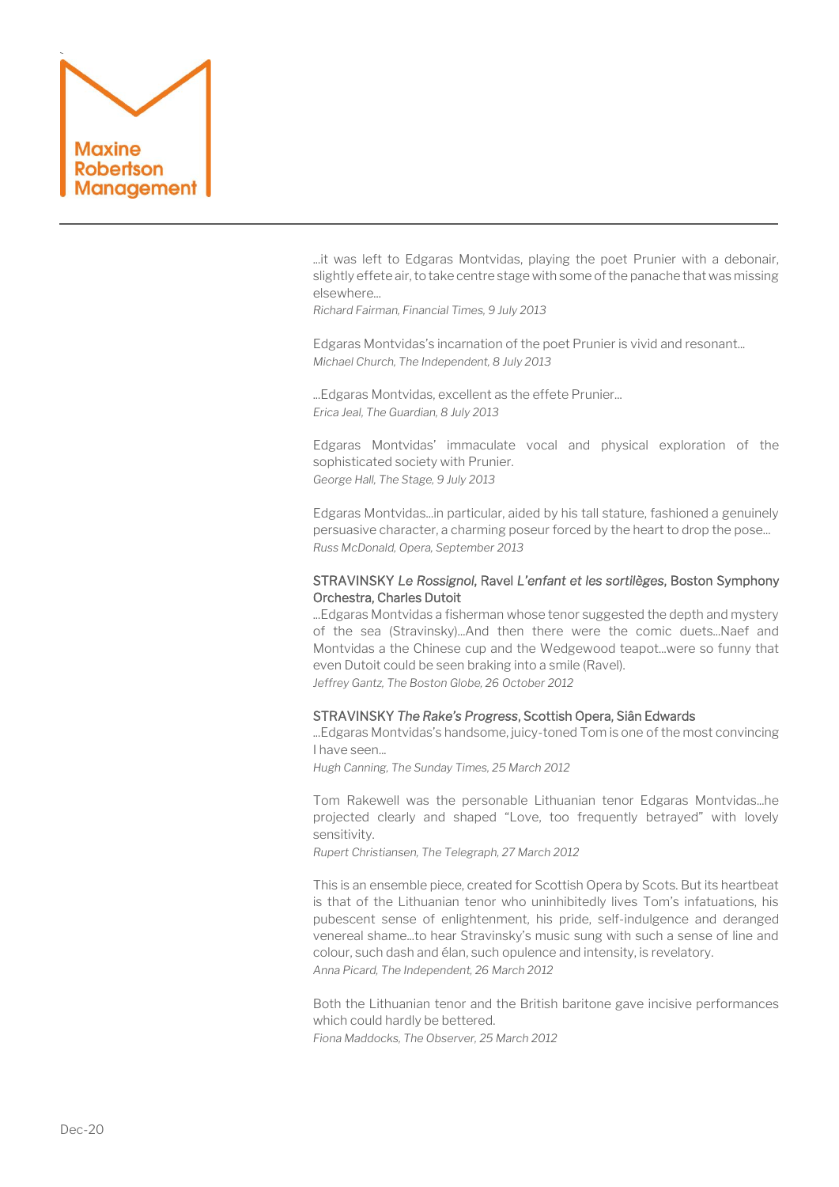...it was left to Edgaras Montvidas, playing the poet Prunier with a debonair, slightly effete air, to take centre stage with some of the panache that was missing elsewhere...
*Richard Fairman, Financial Times, 9 July 2013*

Edgaras Montvidas's incarnation of the poet Prunier is vivid and resonant...
*Michael Church, The Independent, 8 July 2013*

...Edgaras Montvidas, excellent as the effete Prunier...
*Erica Jeal, The Guardian, 8 July 2013*

Edgaras Montvidas' immaculate vocal and physical exploration of the sophisticated society with Prunier.
*George Hall, The Stage, 9 July 2013*

Edgaras Montvidas...in particular, aided by his tall stature, fashioned a genuinely persuasive character, a charming poseur forced by the heart to drop the pose...
*Russ McDonald, Opera, September 2013*

STRAVINSKY *Le Rossignol*, Ravel *L'enfant et les sortilèges*, Boston Symphony Orchestra, Charles Dutoit

...Edgaras Montvidas a fisherman whose tenor suggested the depth and mystery of the sea (Stravinsky)...And then there were the comic duets...Naef and Montvidas a the Chinese cup and the Wedgewood teapot...were so funny that even Dutoit could be seen braking into a smile (Ravel).
*Jeffrey Gantz, The Boston Globe, 26 October 2012*

STRAVINSKY *The Rake's Progress*, Scottish Opera, Siân Edwards

...Edgaras Montvidas's handsome, juicy-toned Tom is one of the most convincing I have seen...
*Hugh Canning, The Sunday Times, 25 March 2012*

Tom Rakewell was the personable Lithuanian tenor Edgaras Montvidas...he projected clearly and shaped "Love, too frequently betrayed" with lovely sensitivity.
*Rupert Christiansen, The Telegraph, 27 March 2012*

This is an ensemble piece, created for Scottish Opera by Scots. But its heartbeat is that of the Lithuanian tenor who uninhibitedly lives Tom's infatuations, his pubescent sense of enlightenment, his pride, self-indulgence and deranged venereal shame...to hear Stravinsky's music sung with such a sense of line and colour, such dash and élan, such opulence and intensity, is revelatory.
*Anna Picard, The Independent, 26 March 2012*

Both the Lithuanian tenor and the British baritone gave incisive performances which could hardly be bettered.
*Fiona Maddocks, The Observer, 25 March 2012*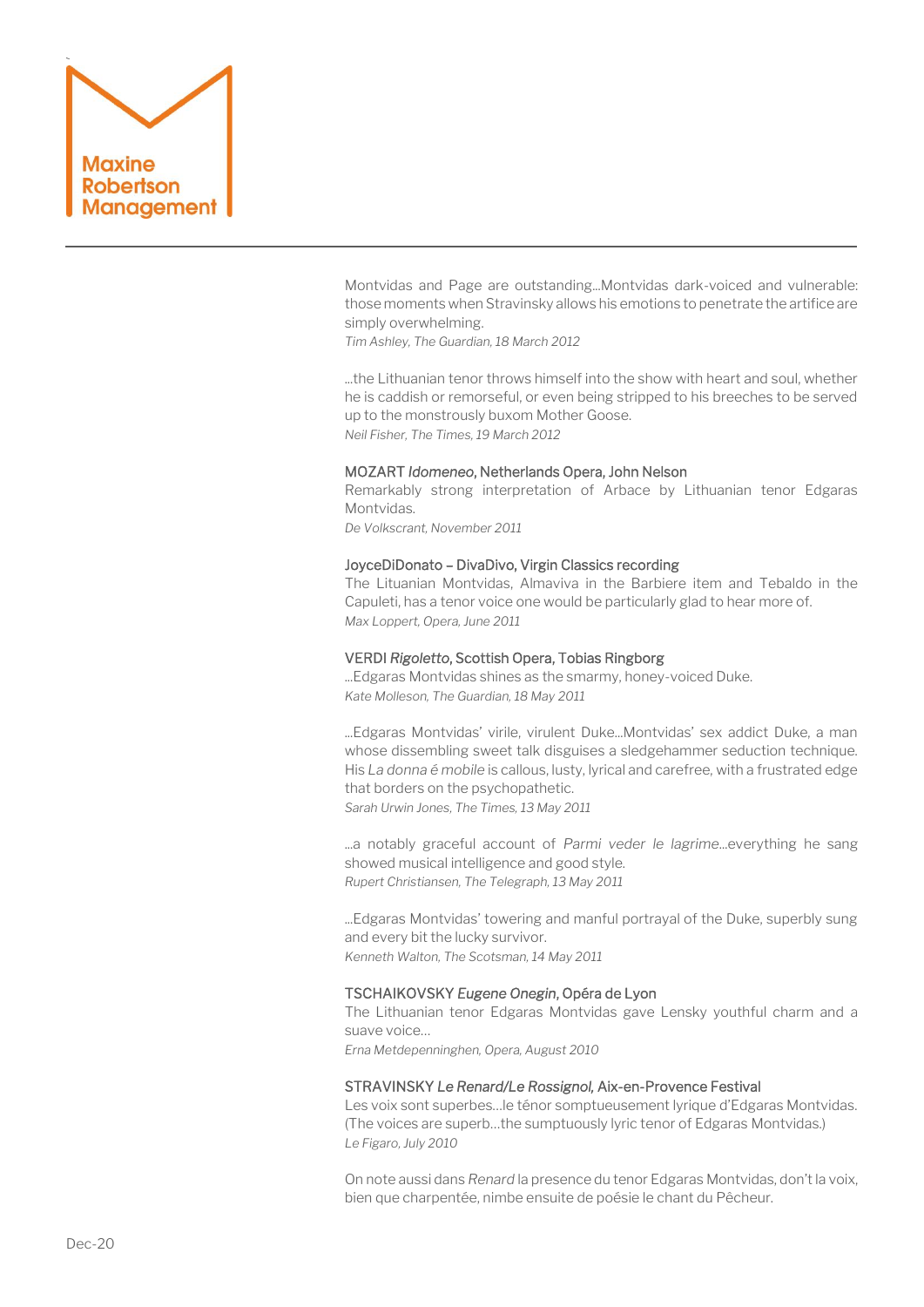Montvidas and Page are outstanding...Montvidas dark-voiced and vulnerable: those moments when Stravinsky allows his emotions to penetrate the artifice are simply overwhelming.
*Tim Ashley, The Guardian, 18 March 2012*

...the Lithuanian tenor throws himself into the show with heart and soul, whether he is caddish or remorseful, or even being stripped to his breeches to be served up to the monstrously buxom Mother Goose.
*Neil Fisher, The Times, 19 March 2012*

MOZART *Idomeneo*, Netherlands Opera, John Nelson
Remarkably strong interpretation of Arbace by Lithuanian tenor Edgaras Montvidas.
*De Volkscrant, November 2011*

JoyceDiDonato – DivaDivo, Virgin Classics recording
The Lituanian Montvidas, Almaviva in the Barbiere item and Tebaldo in the Capuleti, has a tenor voice one would be particularly glad to hear more of.
*Max Loppert, Opera, June 2011*

VERDI *Rigoletto*, Scottish Opera, Tobias Ringborg
...Edgaras Montvidas shines as the smarmy, honey-voiced Duke.
*Kate Molleson, The Guardian, 18 May 2011*

...Edgaras Montvidas' virile, virulent Duke...Montvidas' sex addict Duke, a man whose dissembling sweet talk disguises a sledgehammer seduction technique. His *La donna é mobile* is callous, lusty, lyrical and carefree, with a frustrated edge that borders on the psychopathetic.
*Sarah Urwin Jones, The Times, 13 May 2011*

...a notably graceful account of *Parmi veder le lagrime*...everything he sang showed musical intelligence and good style.
*Rupert Christiansen, The Telegraph, 13 May 2011*

...Edgaras Montvidas' towering and manful portrayal of the Duke, superbly sung and every bit the lucky survivor.
*Kenneth Walton, The Scotsman, 14 May 2011*

TSCHAIKOVSKY *Eugene Onegin*, Opéra de Lyon
The Lithuanian tenor Edgaras Montvidas gave Lensky youthful charm and a suave voice...
*Erna Metdepenninghen, Opera, August 2010*

STRAVINSKY *Le Renard/Le Rossignol,* Aix-en-Provence Festival
Les voix sont superbes...le ténor somptueusement lyrique d'Edgaras Montvidas. (The voices are superb...the sumptuously lyric tenor of Edgaras Montvidas.)
*Le Figaro, July 2010*

On note aussi dans *Renard* la presence du tenor Edgaras Montvidas, don't la voix, bien que charpentée, nimbe ensuite de poésie le chant du Pêcheur.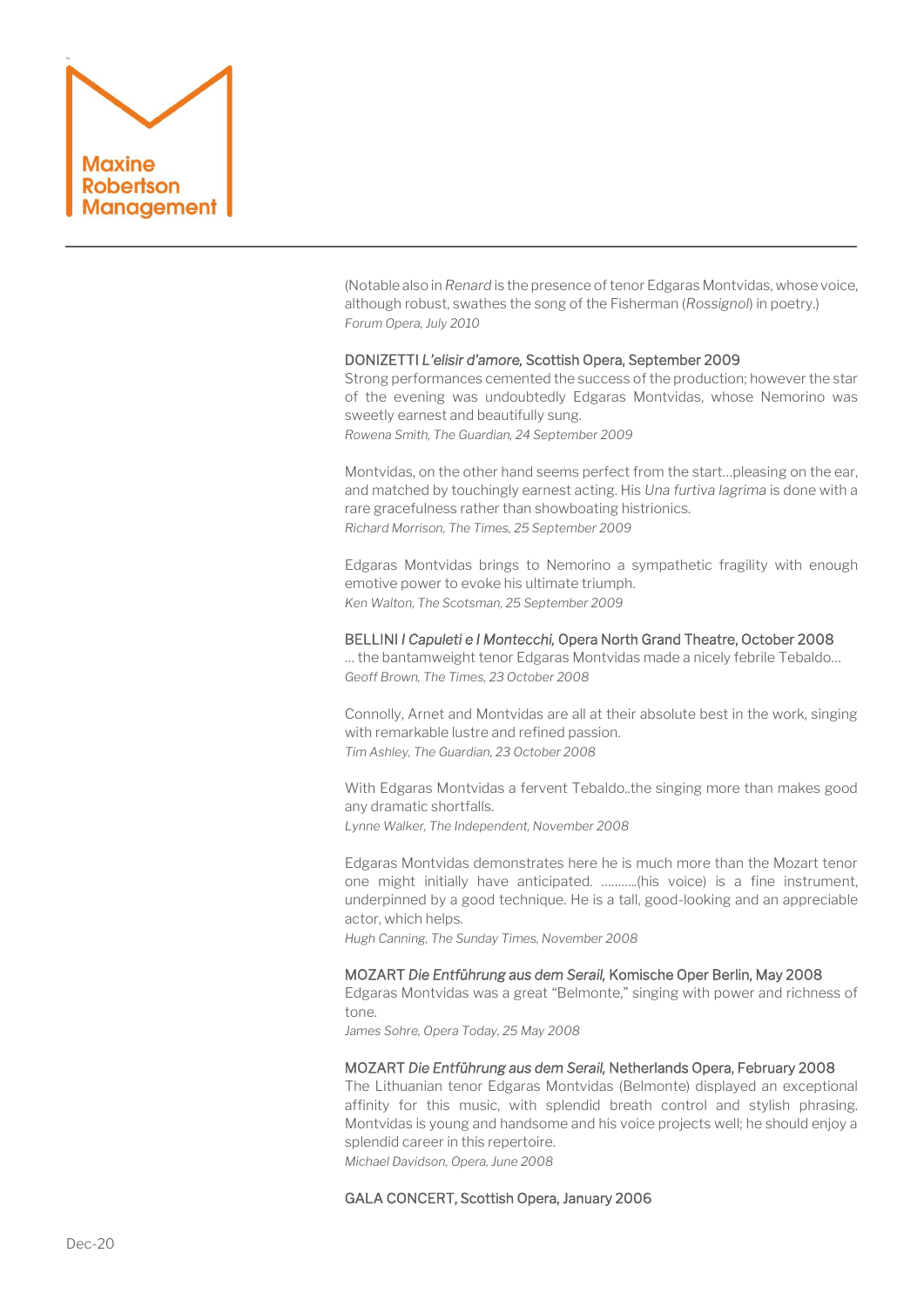(Notable also in *Renard* is the presence of tenor Edgaras Montvidas, whose voice, although robust, swathes the song of the Fisherman (*Rossignol*) in poetry.)
*Forum Opera, July 2010*

DONIZETTI *L'elisir d'amore,* Scottish Opera, September 2009
Strong performances cemented the success of the production; however the star of the evening was undoubtedly Edgaras Montvidas, whose Nemorino was sweetly earnest and beautifully sung.
*Rowena Smith, The Guardian, 24 September 2009*

Montvidas, on the other hand seems perfect from the start…pleasing on the ear, and matched by touchingly earnest acting. His *Una furtiva lagrima* is done with a rare gracefulness rather than showboating histrionics.
*Richard Morrison, The Times, 25 September 2009*

Edgaras Montvidas brings to Nemorino a sympathetic fragility with enough emotive power to evoke his ultimate triumph.
*Ken Walton, The Scotsman, 25 September 2009*

BELLINI *I Capuleti e I Montecchi,* Opera North Grand Theatre, October 2008
… the bantamweight tenor Edgaras Montvidas made a nicely febrile Tebaldo…
*Geoff Brown, The Times, 23 October 2008*

Connolly, Arnet and Montvidas are all at their absolute best in the work, singing with remarkable lustre and refined passion.
*Tim Ashley, The Guardian, 23 October 2008*

With Edgaras Montvidas a fervent Tebaldo..the singing more than makes good any dramatic shortfalls.
*Lynne Walker, The Independent, November 2008*

Edgaras Montvidas demonstrates here he is much more than the Mozart tenor one might initially have anticipated. ………..(his voice) is a fine instrument, underpinned by a good technique. He is a tall, good-looking and an appreciable actor, which helps.
*Hugh Canning, The Sunday Times, November 2008*

MOZART *Die Entführung aus dem Serail,* Komische Oper Berlin, May 2008
Edgaras Montvidas was a great "Belmonte," singing with power and richness of tone.
*James Sohre, Opera Today, 25 May 2008*

MOZART *Die Entführung aus dem Serail,* Netherlands Opera, February 2008
The Lithuanian tenor Edgaras Montvidas (Belmonte) displayed an exceptional affinity for this music, with splendid breath control and stylish phrasing. Montvidas is young and handsome and his voice projects well; he should enjoy a splendid career in this repertoire.
*Michael Davidson, Opera, June 2008*

GALA CONCERT, Scottish Opera, January 2006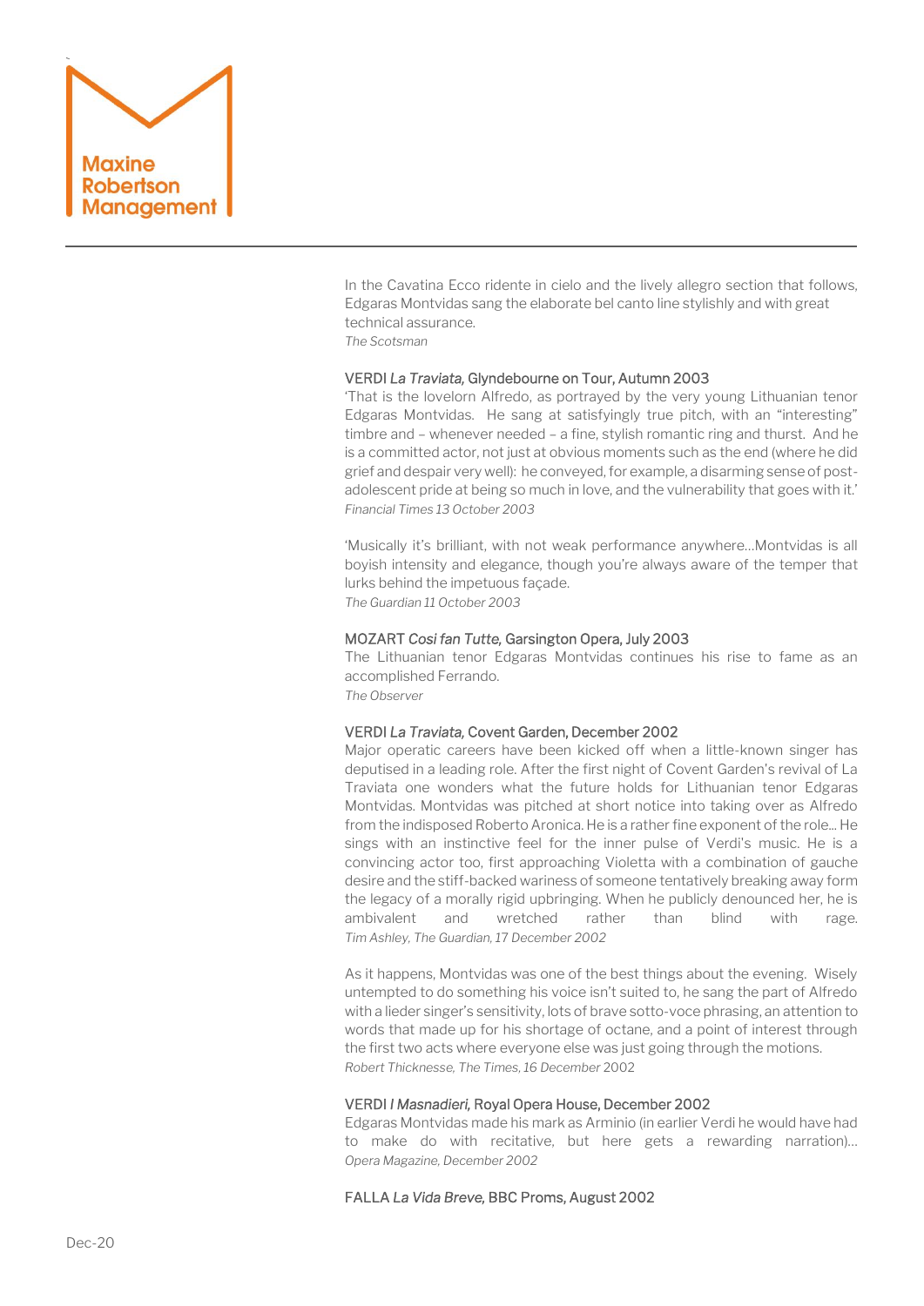In the Cavatina Ecco ridente in cielo and the lively allegro section that follows, Edgaras Montvidas sang the elaborate bel canto line stylishly and with great technical assurance.
*The Scotsman*

VERDI *La Traviata,* Glyndebourne on Tour, Autumn 2003
'That is the lovelorn Alfredo, as portrayed by the very young Lithuanian tenor Edgaras Montvidas. He sang at satisfyingly true pitch, with an "interesting" timbre and – whenever needed – a fine, stylish romantic ring and thurst. And he is a committed actor, not just at obvious moments such as the end (where he did grief and despair very well): he conveyed, for example, a disarming sense of post-adolescent pride at being so much in love, and the vulnerability that goes with it.'
*Financial Times 13 October 2003*

'Musically it's brilliant, with not weak performance anywhere...Montvidas is all boyish intensity and elegance, though you're always aware of the temper that lurks behind the impetuous façade.
*The Guardian 11 October 2003*

MOZART *Cosi fan Tutte,* Garsington Opera, July 2003
The Lithuanian tenor Edgaras Montvidas continues his rise to fame as an accomplished Ferrando.
*The Observer*

VERDI *La Traviata,* Covent Garden, December 2002
Major operatic careers have been kicked off when a little-known singer has deputised in a leading role. After the first night of Covent Garden's revival of La Traviata one wonders what the future holds for Lithuanian tenor Edgaras Montvidas. Montvidas was pitched at short notice into taking over as Alfredo from the indisposed Roberto Aronica. He is a rather fine exponent of the role... He sings with an instinctive feel for the inner pulse of Verdi's music. He is a convincing actor too, first approaching Violetta with a combination of gauche desire and the stiff-backed wariness of someone tentatively breaking away form the legacy of a morally rigid upbringing. When he publicly denounced her, he is ambivalent and wretched rather than blind with rage.
*Tim Ashley, The Guardian, 17 December 2002*

As it happens, Montvidas was one of the best things about the evening. Wisely untempted to do something his voice isn't suited to, he sang the part of Alfredo with a lieder singer's sensitivity, lots of brave sotto-voce phrasing, an attention to words that made up for his shortage of octane, and a point of interest through the first two acts where everyone else was just going through the motions.
*Robert Thicknesse, The Times, 16 December* 2002

VERDI *I Masnadieri,* Royal Opera House, December 2002
Edgaras Montvidas made his mark as Arminio (in earlier Verdi he would have had to make do with recitative, but here gets a rewarding narration)...
*Opera Magazine, December 2002*

FALLA *La Vida Breve,* BBC Proms, August 2002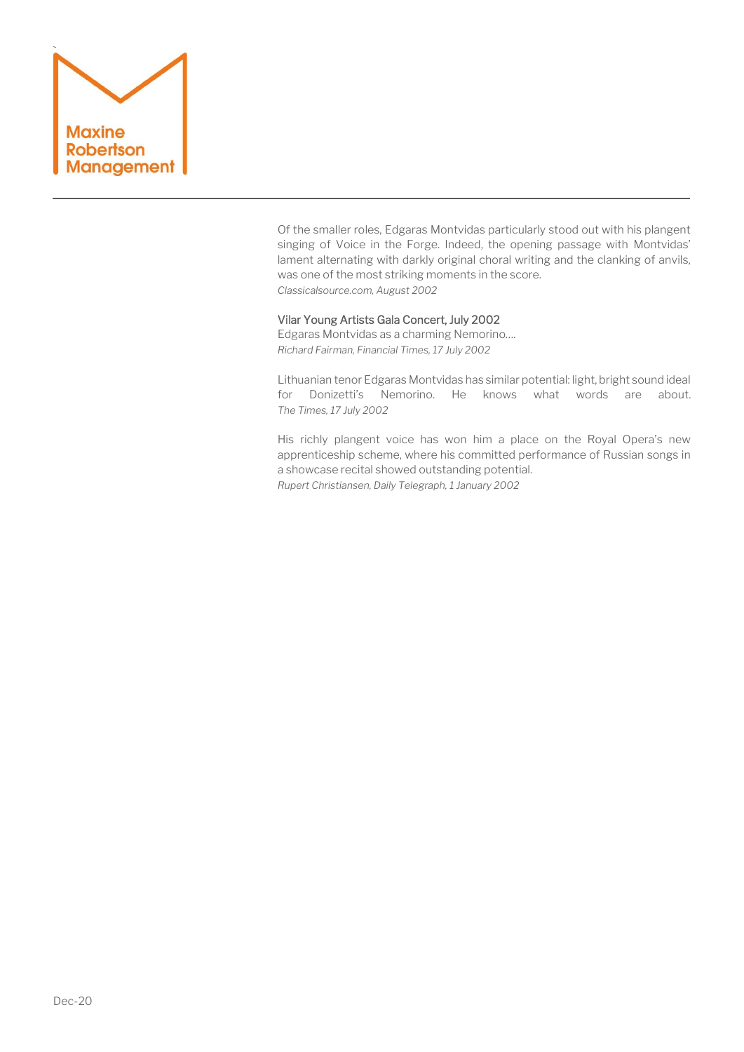Of the smaller roles, Edgaras Montvidas particularly stood out with his plangent singing of Voice in the Forge. Indeed, the opening passage with Montvidas' lament alternating with darkly original choral writing and the clanking of anvils, was one of the most striking moments in the score.
*Classicalsource.com, August 2002*

### Vilar Young Artists Gala Concert, July 2002

Edgaras Montvidas as a charming Nemorino….
*Richard Fairman, Financial Times, 17 July 2002*

Lithuanian tenor Edgaras Montvidas has similar potential: light, bright sound ideal for Donizetti's Nemorino. He knows what words are about.
*The Times, 17 July 2002*

His richly plangent voice has won him a place on the Royal Opera's new apprenticeship scheme, where his committed performance of Russian songs in a showcase recital showed outstanding potential.
*Rupert Christiansen, Daily Telegraph, 1 January 2002*